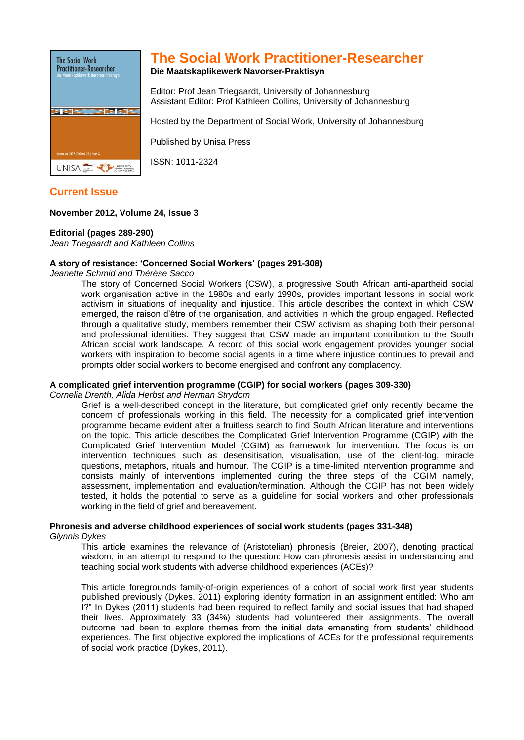# The Social Work Practitioner-Researcher

**Die Maatskaplikewerk Navorser-Praktisyn**

Editor: Prof Jean Triegaardt, University of Johannesburg
Assistant Editor: Prof Kathleen Collins, University of Johannesburg

Hosted by the Department of Social Work, University of Johannesburg

Published by Unisa Press

ISSN: 1011-2324

## Current Issue

**November 2012, Volume 24, Issue 3**

**Editorial (pages 289-290)**
*Jean Triegaardt and Kathleen Collins*

**A story of resistance: 'Concerned Social Workers' (pages 291-308)**
*Jeanette Schmid and Thérèse Sacco*

The story of Concerned Social Workers (CSW), a progressive South African anti-apartheid social work organisation active in the 1980s and early 1990s, provides important lessons in social work activism in situations of inequality and injustice. This article describes the context in which CSW emerged, the raison d'être of the organisation, and activities in which the group engaged. Reflected through a qualitative study, members remember their CSW activism as shaping both their personal and professional identities. They suggest that CSW made an important contribution to the South African social work landscape. A record of this social work engagement provides younger social workers with inspiration to become social agents in a time where injustice continues to prevail and prompts older social workers to become energised and confront any complacency.

**A complicated grief intervention programme (CGIP) for social workers (pages 309-330)**
*Cornelia Drenth, Alida Herbst and Herman Strydom*

Grief is a well-described concept in the literature, but complicated grief only recently became the concern of professionals working in this field. The necessity for a complicated grief intervention programme became evident after a fruitless search to find South African literature and interventions on the topic. This article describes the Complicated Grief Intervention Programme (CGIP) with the Complicated Grief Intervention Model (CGIM) as framework for intervention. The focus is on intervention techniques such as desensitisation, visualisation, use of the client-log, miracle questions, metaphors, rituals and humour. The CGIP is a time-limited intervention programme and consists mainly of interventions implemented during the three steps of the CGIM namely, assessment, implementation and evaluation/termination. Although the CGIP has not been widely tested, it holds the potential to serve as a guideline for social workers and other professionals working in the field of grief and bereavement.

**Phronesis and adverse childhood experiences of social work students (pages 331-348)**
*Glynnis Dykes*

This article examines the relevance of (Aristotelian) phronesis (Breier, 2007), denoting practical wisdom, in an attempt to respond to the question: How can phronesis assist in understanding and teaching social work students with adverse childhood experiences (ACEs)?

This article foregrounds family-of-origin experiences of a cohort of social work first year students published previously (Dykes, 2011) exploring identity formation in an assignment entitled: Who am I?" In Dykes (2011) students had been required to reflect family and social issues that had shaped their lives. Approximately 33 (34%) students had volunteered their assignments. The overall outcome had been to explore themes from the initial data emanating from students' childhood experiences. The first objective explored the implications of ACEs for the professional requirements of social work practice (Dykes, 2011).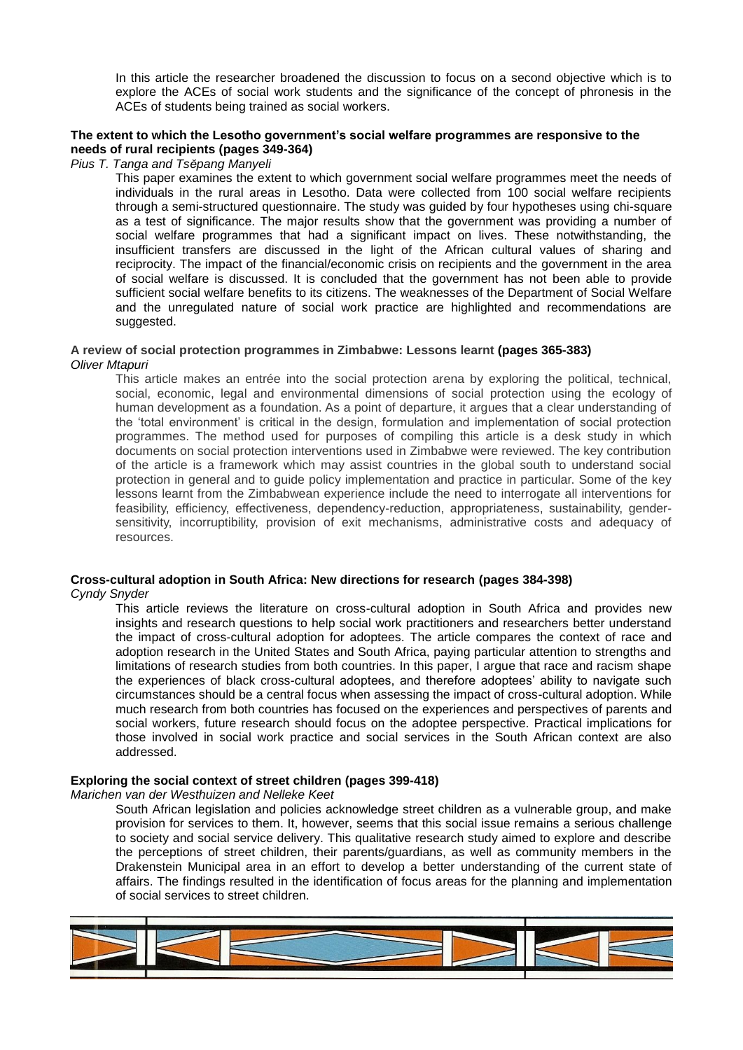In this article the researcher broadened the discussion to focus on a second objective which is to explore the ACEs of social work students and the significance of the concept of phronesis in the ACEs of students being trained as social workers.

**The extent to which the Lesotho government's social welfare programmes are responsive to the needs of rural recipients (pages 349-364)**

*Pius T. Tanga and Tsĕpang Manyeli*

This paper examines the extent to which government social welfare programmes meet the needs of individuals in the rural areas in Lesotho. Data were collected from 100 social welfare recipients through a semi-structured questionnaire. The study was guided by four hypotheses using chi-square as a test of significance. The major results show that the government was providing a number of social welfare programmes that had a significant impact on lives. These notwithstanding, the insufficient transfers are discussed in the light of the African cultural values of sharing and reciprocity. The impact of the financial/economic crisis on recipients and the government in the area of social welfare is discussed. It is concluded that the government has not been able to provide sufficient social welfare benefits to its citizens. The weaknesses of the Department of Social Welfare and the unregulated nature of social work practice are highlighted and recommendations are suggested.

**A review of social protection programmes in Zimbabwe: Lessons learnt (pages 365-383)**

*Oliver Mtapuri*

This article makes an entrée into the social protection arena by exploring the political, technical, social, economic, legal and environmental dimensions of social protection using the ecology of human development as a foundation. As a point of departure, it argues that a clear understanding of the 'total environment' is critical in the design, formulation and implementation of social protection programmes. The method used for purposes of compiling this article is a desk study in which documents on social protection interventions used in Zimbabwe were reviewed. The key contribution of the article is a framework which may assist countries in the global south to understand social protection in general and to guide policy implementation and practice in particular. Some of the key lessons learnt from the Zimbabwean experience include the need to interrogate all interventions for feasibility, efficiency, effectiveness, dependency-reduction, appropriateness, sustainability, gender-sensitivity, incorruptibility, provision of exit mechanisms, administrative costs and adequacy of resources.

**Cross-cultural adoption in South Africa: New directions for research (pages 384-398)**

*Cyndy Snyder*

This article reviews the literature on cross-cultural adoption in South Africa and provides new insights and research questions to help social work practitioners and researchers better understand the impact of cross-cultural adoption for adoptees. The article compares the context of race and adoption research in the United States and South Africa, paying particular attention to strengths and limitations of research studies from both countries. In this paper, I argue that race and racism shape the experiences of black cross-cultural adoptees, and therefore adoptees' ability to navigate such circumstances should be a central focus when assessing the impact of cross-cultural adoption. While much research from both countries has focused on the experiences and perspectives of parents and social workers, future research should focus on the adoptee perspective. Practical implications for those involved in social work practice and social services in the South African context are also addressed.

**Exploring the social context of street children (pages 399-418)**

*Marichen van der Westhuizen and Nelleke Keet*

South African legislation and policies acknowledge street children as a vulnerable group, and make provision for services to them. It, however, seems that this social issue remains a serious challenge to society and social service delivery. This qualitative research study aimed to explore and describe the perceptions of street children, their parents/guardians, as well as community members in the Drakenstein Municipal area in an effort to develop a better understanding of the current state of affairs. The findings resulted in the identification of focus areas for the planning and implementation of social services to street children.